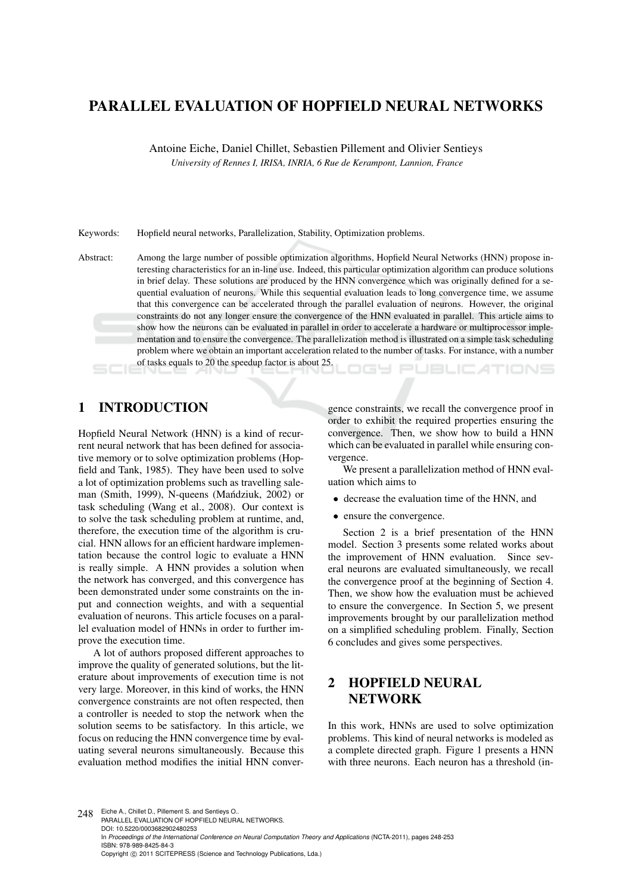# PARALLEL EVALUATION OF HOPFIELD NEURAL NETWORKS

Antoine Eiche, Daniel Chillet, Sebastien Pillement and Olivier Sentieys

*University of Rennes I, IRISA, INRIA, 6 Rue de Kerampont, Lannion, France*

Keywords: Hopfield neural networks, Parallelization, Stability, Optimization problems.

Abstract: Among the large number of possible optimization algorithms, Hopfield Neural Networks (HNN) propose interesting characteristics for an in-line use. Indeed, this particular optimization algorithm can produce solutions in brief delay. These solutions are produced by the HNN convergence which was originally defined for a sequential evaluation of neurons. While this sequential evaluation leads to long convergence time, we assume that this convergence can be accelerated through the parallel evaluation of neurons. However, the original constraints do not any longer ensure the convergence of the HNN evaluated in parallel. This article aims to show how the neurons can be evaluated in parallel in order to accelerate a hardware or multiprocessor implementation and to ensure the convergence. The parallelization method is illustrated on a simple task scheduling problem where we obtain an important acceleration related to the number of tasks. For instance, with a number of tasks equals to 20 the speedup factor is about 25.

## 1 INTRODUCTION

Hopfield Neural Network (HNN) is a kind of recurrent neural network that has been defined for associative memory or to solve optimization problems (Hopfield and Tank, 1985). They have been used to solve a lot of optimization problems such as travelling saleman (Smith, 1999), N-queens (Mańdziuk, 2002) or task scheduling (Wang et al., 2008). Our context is to solve the task scheduling problem at runtime, and, therefore, the execution time of the algorithm is crucial. HNN allows for an efficient hardware implementation because the control logic to evaluate a HNN is really simple. A HNN provides a solution when the network has converged, and this convergence has been demonstrated under some constraints on the input and connection weights, and with a sequential evaluation of neurons. This article focuses on a parallel evaluation model of HNNs in order to further improve the execution time.

A lot of authors proposed different approaches to improve the quality of generated solutions, but the literature about improvements of execution time is not very large. Moreover, in this kind of works, the HNN convergence constraints are not often respected, then a controller is needed to stop the network when the solution seems to be satisfactory. In this article, we focus on reducing the HNN convergence time by evaluating several neurons simultaneously. Because this evaluation method modifies the initial HNN convergence constraints, we recall the convergence proof in order to exhibit the required properties ensuring the convergence. Then, we show how to build a HNN which can be evaluated in parallel while ensuring convergence.

We present a parallelization method of HNN evaluation which aims to

- decrease the evaluation time of the HNN, and
- ensure the convergence.

Section 2 is a brief presentation of the HNN model. Section 3 presents some related works about the improvement of HNN evaluation. Since several neurons are evaluated simultaneously, we recall the convergence proof at the beginning of Section 4. Then, we show how the evaluation must be achieved to ensure the convergence. In Section 5, we present improvements brought by our parallelization method on a simplified scheduling problem. Finally, Section 6 concludes and gives some perspectives.

## 2 HOPFIELD NEURAL NETWORK

In this work, HNNs are used to solve optimization problems. This kind of neural networks is modeled as a complete directed graph. Figure 1 presents a HNN with three neurons. Each neuron has a threshold (in-

Eiche A., Chillet D., Pillement S. and Sentieys O..
PARALLEL EVALUATION OF HOPFIELD NEURAL NETWORKS.
DOI: 10.5220/0003682902480253
In *Proceedings of the International Conference on Neural Computation Theory and Applications* (NCTA-2011), pages 248-253
ISBN: 978-989-8425-84-3
Copyright © 2011 SCITEPRESS (Science and Technology Publications, Lda.)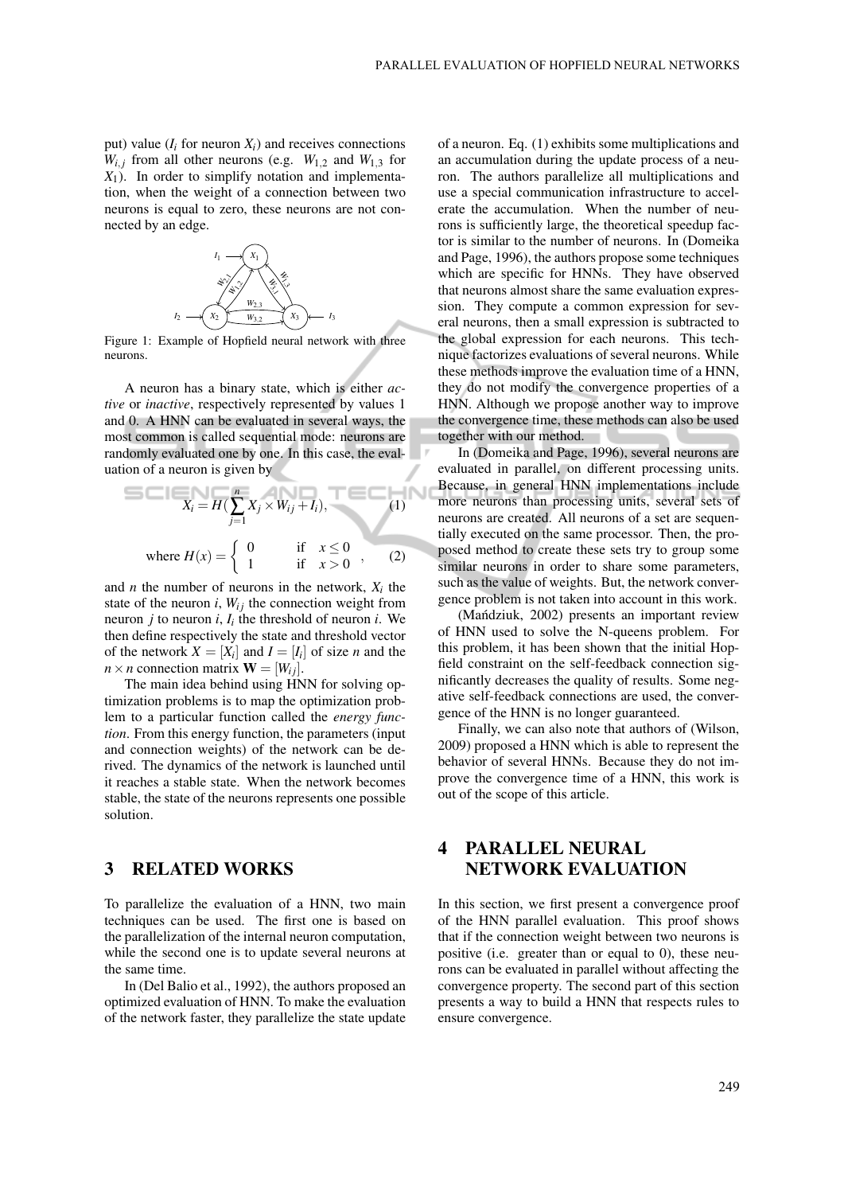put) value ($I_i$ for neuron $X_i$) and receives connections $W_{i,j}$ from all other neurons (e.g. $W_{1,2}$ and $W_{1,3}$ for $X_1$). In order to simplify notation and implementation, when the weight of a connection between two neurons is equal to zero, these neurons are not connected by an edge.

Figure 1: Example of Hopfield neural network with three neurons.

A neuron has a binary state, which is either *active* or *inactive*, respectively represented by values 1 and 0. A HNN can be evaluated in several ways, the most common is called sequential mode: neurons are randomly evaluated one by one. In this case, the evaluation of a neuron is given by

$$X_i = H(\sum_{j=1}^{n} X_j \times W_{ij} + I_i), \tag{1}$$

$$\text{where } H(x) = \begin{cases} 0 & \text{if} \quad x \leq 0 \\ 1 & \text{if} \quad x > 0 \end{cases}, \tag{2}$$

and $n$ the number of neurons in the network, $X_i$ the state of the neuron $i$, $W_{ij}$ the connection weight from neuron $j$ to neuron $i$, $I_i$ the threshold of neuron $i$. We then define respectively the state and threshold vector of the network $X = [X_i]$ and $I = [I_i]$ of size $n$ and the $n \times n$ connection matrix $\mathbf{W} = [W_{ij}]$.

The main idea behind using HNN for solving optimization problems is to map the optimization problem to a particular function called the *energy function*. From this energy function, the parameters (input and connection weights) of the network can be derived. The dynamics of the network is launched until it reaches a stable state. When the network becomes stable, the state of the neurons represents one possible solution.

## 3 RELATED WORKS

To parallelize the evaluation of a HNN, two main techniques can be used. The first one is based on the parallelization of the internal neuron computation, while the second one is to update several neurons at the same time.

In (Del Balio et al., 1992), the authors proposed an optimized evaluation of HNN. To make the evaluation of the network faster, they parallelize the state update of a neuron. Eq. (1) exhibits some multiplications and an accumulation during the update process of a neuron. The authors parallelize all multiplications and use a special communication infrastructure to accelerate the accumulation. When the number of neurons is sufficiently large, the theoretical speedup factor is similar to the number of neurons. In (Domeika and Page, 1996), the authors propose some techniques which are specific for HNNs. They have observed that neurons almost share the same evaluation expression. They compute a common expression for several neurons, then a small expression is subtracted to the global expression for each neurons. This technique factorizes evaluations of several neurons. While these methods improve the evaluation time of a HNN, they do not modify the convergence properties of a HNN. Although we propose another way to improve the convergence time, these methods can also be used together with our method.

In (Domeika and Page, 1996), several neurons are evaluated in parallel, on different processing units. Because, in general HNN implementations include more neurons than processing units, several sets of neurons are created. All neurons of a set are sequentially executed on the same processor. Then, the proposed method to create these sets try to group some similar neurons in order to share some parameters, such as the value of weights. But, the network convergence problem is not taken into account in this work.

(Mańdziuk, 2002) presents an important review of HNN used to solve the N-queens problem. For this problem, it has been shown that the initial Hopfield constraint on the self-feedback connection significantly decreases the quality of results. Some negative self-feedback connections are used, the convergence of the HNN is no longer guaranteed.

Finally, we can also note that authors of (Wilson, 2009) proposed a HNN which is able to represent the behavior of several HNNs. Because they do not improve the convergence time of a HNN, this work is out of the scope of this article.

## 4 PARALLEL NEURAL NETWORK EVALUATION

In this section, we first present a convergence proof of the HNN parallel evaluation. This proof shows that if the connection weight between two neurons is positive (i.e. greater than or equal to 0), these neurons can be evaluated in parallel without affecting the convergence property. The second part of this section presents a way to build a HNN that respects rules to ensure convergence.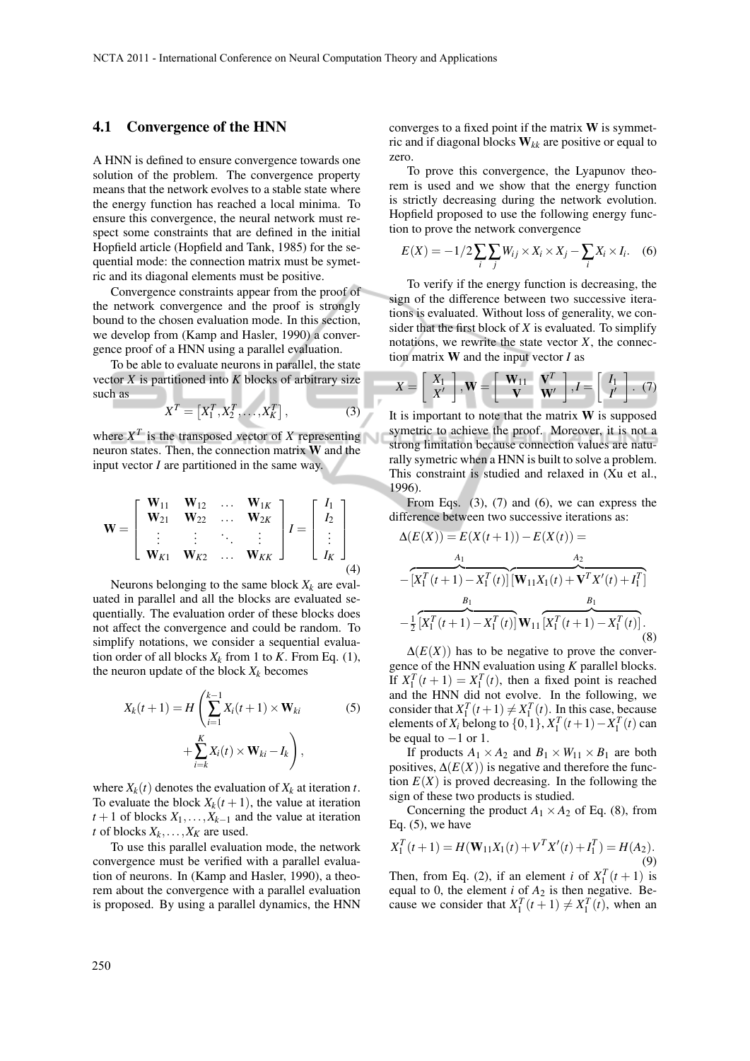### 4.1 Convergence of the HNN

A HNN is defined to ensure convergence towards one solution of the problem. The convergence property means that the network evolves to a stable state where the energy function has reached a local minima. To ensure this convergence, the neural network must respect some constraints that are defined in the initial Hopfield article (Hopfield and Tank, 1985) for the sequential mode: the connection matrix must be symetric and its diagonal elements must be positive.

Convergence constraints appear from the proof of the network convergence and the proof is strongly bound to the chosen evaluation mode. In this section, we develop from (Kamp and Hasler, 1990) a convergence proof of a HNN using a parallel evaluation.

To be able to evaluate neurons in parallel, the state vector $X$ is partitioned into $K$ blocks of arbitrary size such as

$$X^T = \left[X_1^T, X_2^T, \ldots, X_K^T\right], \tag{3}$$

where $X^T$ is the transposed vector of $X$ representing neuron states. Then, the connection matrix $\mathbf{W}$ and the input vector $I$ are partitioned in the same way.

$$\mathbf{W} = \begin{bmatrix} \mathbf{W}_{11} & \mathbf{W}_{12} & \ldots & \mathbf{W}_{1K} \\ \mathbf{W}_{21} & \mathbf{W}_{22} & \ldots & \mathbf{W}_{2K} \\ \vdots & \vdots & \ddots & \vdots \\ \mathbf{W}_{K1} & \mathbf{W}_{K2} & \ldots & \mathbf{W}_{KK} \end{bmatrix} I = \begin{bmatrix} I_1 \\ I_2 \\ \vdots \\ I_K \end{bmatrix} \tag{4}$$

Neurons belonging to the same block $X_k$ are evaluated in parallel and all the blocks are evaluated sequentially. The evaluation order of these blocks does not affect the convergence and could be random. To simplify notations, we consider a sequential evaluation order of all blocks $X_k$ from 1 to $K$. From Eq. (1), the neuron update of the block $X_k$ becomes

$$X_k(t+1) = H\left(\sum_{i=1}^{k-1} X_i(t+1) \times \mathbf{W}_{ki} + \sum_{i=k}^{K} X_i(t) \times \mathbf{W}_{ki} - I_k\right), \tag{5}$$

where $X_k(t)$ denotes the evaluation of $X_k$ at iteration $t$. To evaluate the block $X_k(t+1)$, the value at iteration $t+1$ of blocks $X_1, \ldots, X_{k-1}$ and the value at iteration $t$ of blocks $X_k, \ldots, X_K$ are used.

To use this parallel evaluation mode, the network convergence must be verified with a parallel evaluation of neurons. In (Kamp and Hasler, 1990), a theorem about the convergence with a parallel evaluation is proposed. By using a parallel dynamics, the HNN converges to a fixed point if the matrix $\mathbf{W}$ is symmetric and if diagonal blocks $\mathbf{W}_{kk}$ are positive or equal to zero.

To prove this convergence, the Lyapunov theorem is used and we show that the energy function is strictly decreasing during the network evolution. Hopfield proposed to use the following energy function to prove the network convergence

$$E(X) = -1/2 \sum_i \sum_j W_{ij} \times X_i \times X_j - \sum_i X_i \times I_i. \tag{6}$$

To verify if the energy function is decreasing, the sign of the difference between two successive iterations is evaluated. Without loss of generality, we consider that the first block of $X$ is evaluated. To simplify notations, we rewrite the state vector $X$, the connection matrix $\mathbf{W}$ and the input vector $I$ as

$$X = \begin{bmatrix} X_1 \\ X' \end{bmatrix}, \mathbf{W} = \begin{bmatrix} \mathbf{W}_{11} & \mathbf{V}^T \\ \mathbf{V} & \mathbf{W}' \end{bmatrix}, I = \begin{bmatrix} I_1 \\ I' \end{bmatrix}. \tag{7}$$

It is important to note that the matrix $\mathbf{W}$ is supposed symetric to achieve the proof. Moreover, it is not a strong limitation because connection values are naturally symetric when a HNN is built to solve a problem. This constraint is studied and relaxed in (Xu et al., 1996).

From Eqs. (3), (7) and (6), we can express the difference between two successive iterations as:

$$\begin{aligned} \Delta(E(X)) &= E(X(t+1)) - E(X(t)) = \\ &- \overbrace{\left[X_1^T(t+1) - X_1^T(t)\right]}^{A_1} \overbrace{\left[\mathbf{W}_{11} X_1(t) + \mathbf{V}^T X'(t) + I_1^T\right]}^{A_2} \\ &- \frac{1}{2} \overbrace{\left[X_1^T(t+1) - X_1^T(t)\right]}^{B_1} \mathbf{W}_{11} \overbrace{\left[X_1^T(t+1) - X_1^T(t)\right]}^{B_1}. \end{aligned} \tag{8}$$

$\Delta(E(X))$ has to be negative to prove the convergence of the HNN evaluation using $K$ parallel blocks. If $X_1^T(t+1) = X_1^T(t)$, then a fixed point is reached and the HNN did not evolve. In the following, we consider that $X_1^T(t+1) \neq X_1^T(t)$. In this case, because elements of $X_i$ belong to $\{0,1\}$, $X_1^T(t+1) - X_1^T(t)$ can be equal to $-1$ or 1.

If products $A_1 \times A_2$ and $B_1 \times W_{11} \times B_1$ are both positives, $\Delta(E(X))$ is negative and therefore the function $E(X)$ is proved decreasing. In the following the sign of these two products is studied.

Concerning the product $A_1 \times A_2$ of Eq. (8), from Eq. (5), we have

$$X_1^T(t+1) = H(\mathbf{W}_{11} X_1(t) + V^T X'(t) + I_1^T) = H(A_2). \tag{9}$$

Then, from Eq. (2), if an element $i$ of $X_1^T(t+1)$ is equal to 0, the element $i$ of $A_2$ is then negative. Because we consider that $X_1^T(t+1) \neq X_1^T(t)$, when an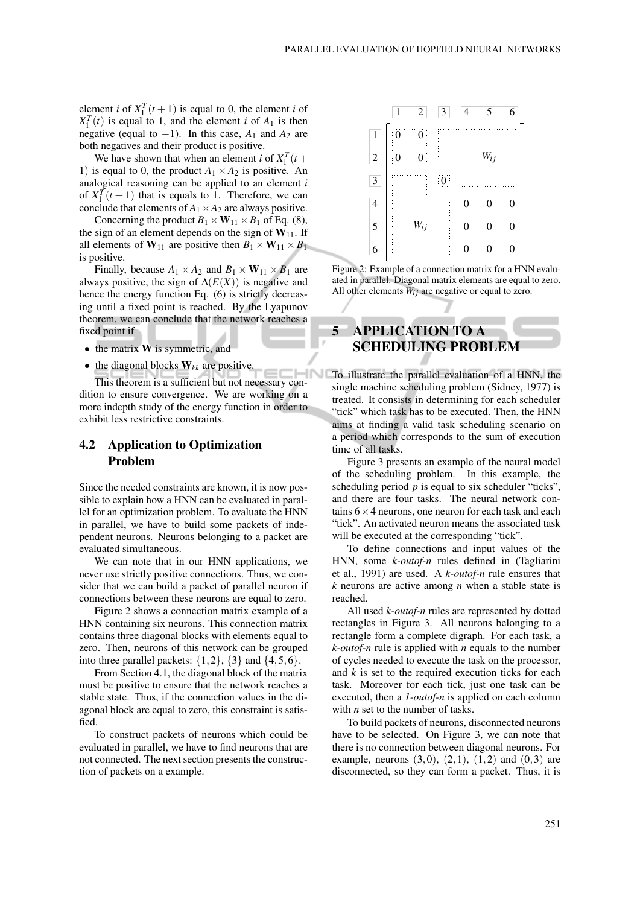element $i$ of $X_1^T(t+1)$ is equal to 0, the element $i$ of $X_1^T(t)$ is equal to 1, and the element $i$ of $A_1$ is then negative (equal to $-1$). In this case, $A_1$ and $A_2$ are both negatives and their product is positive.

We have shown that when an element $i$ of $X_1^T(t+1)$ is equal to 0, the product $A_1 \times A_2$ is positive. An analogical reasoning can be applied to an element $i$ of $X_1^T(t+1)$ that is equals to 1. Therefore, we can conclude that elements of $A_1 \times A_2$ are always positive.

Concerning the product $B_1 \times \mathbf{W}_{11} \times B_1$ of Eq. (8), the sign of an element depends on the sign of $\mathbf{W}_{11}$. If all elements of $\mathbf{W}_{11}$ are positive then $B_1 \times \mathbf{W}_{11} \times B_1$ is positive.

Finally, because $A_1 \times A_2$ and $B_1 \times \mathbf{W}_{11} \times B_1$ are always positive, the sign of $\Delta(E(X))$ is negative and hence the energy function Eq. (6) is strictly decreasing until a fixed point is reached. By the Lyapunov theorem, we can conclude that the network reaches a fixed point if

- the matrix $\mathbf{W}$ is symmetric, and
- the diagonal blocks $\mathbf{W}_{kk}$ are positive.

This theorem is a sufficient but not necessary condition to ensure convergence. We are working on a more indepth study of the energy function in order to exhibit less restrictive constraints.

### 4.2 Application to Optimization Problem

Since the needed constraints are known, it is now possible to explain how a HNN can be evaluated in parallel for an optimization problem. To evaluate the HNN in parallel, we have to build some packets of independent neurons. Neurons belonging to a packet are evaluated simultaneous.

We can note that in our HNN applications, we never use strictly positive connections. Thus, we consider that we can build a packet of parallel neuron if connections between these neurons are equal to zero.

Figure 2 shows a connection matrix example of a HNN containing six neurons. This connection matrix contains three diagonal blocks with elements equal to zero. Then, neurons of this network can be grouped into three parallel packets: $\{1,2\}$, $\{3\}$ and $\{4,5,6\}$.

From Section 4.1, the diagonal block of the matrix must be positive to ensure that the network reaches a stable state. Thus, if the connection values in the diagonal block are equal to zero, this constraint is satisfied.

To construct packets of neurons which could be evaluated in parallel, we have to find neurons that are not connected. The next section presents the construction of packets on a example.

|   | 1 | 2 | 3 | 4 | 5 | 6 |
|---|---|---|---|---|---|---|
| 1 | 0 | 0 | $W_{ij}$ | | | |
| 2 | 0 | 0 | | | | |
| 3 | | | 0 | | | |
| 4 | $W_{ij}$ | | | 0 | 0 | 0 |
| 5 | | | | 0 | 0 | 0 |
| 6 | | | | 0 | 0 | 0 |

Figure 2: Example of a connection matrix for a HNN evaluated in parallel. Diagonal matrix elements are equal to zero. All other elements $W_{ij}$ are negative or equal to zero.

## 5 APPLICATION TO A SCHEDULING PROBLEM

To illustrate the parallel evaluation of a HNN, the single machine scheduling problem (Sidney, 1977) is treated. It consists in determining for each scheduler "tick" which task has to be executed. Then, the HNN aims at finding a valid task scheduling scenario on a period which corresponds to the sum of execution time of all tasks.

Figure 3 presents an example of the neural model of the scheduling problem. In this example, the scheduling period $p$ is equal to six scheduler "ticks", and there are four tasks. The neural network contains $6 \times 4$ neurons, one neuron for each task and each "tick". An activated neuron means the associated task will be executed at the corresponding "tick".

To define connections and input values of the HNN, some *k-outof-n* rules defined in (Tagliarini et al., 1991) are used. A *k-outof-n* rule ensures that $k$ neurons are active among $n$ when a stable state is reached.

All used *k-outof-n* rules are represented by dotted rectangles in Figure 3. All neurons belonging to a rectangle form a complete digraph. For each task, a *k-outof-n* rule is applied with $n$ equals to the number of cycles needed to execute the task on the processor, and $k$ is set to the required execution ticks for each task. Moreover for each tick, just one task can be executed, then a *1-outof-n* is applied on each column with $n$ set to the number of tasks.

To build packets of neurons, disconnected neurons have to be selected. On Figure 3, we can note that there is no connection between diagonal neurons. For example, neurons $(3,0)$, $(2,1)$, $(1,2)$ and $(0,3)$ are disconnected, so they can form a packet. Thus, it is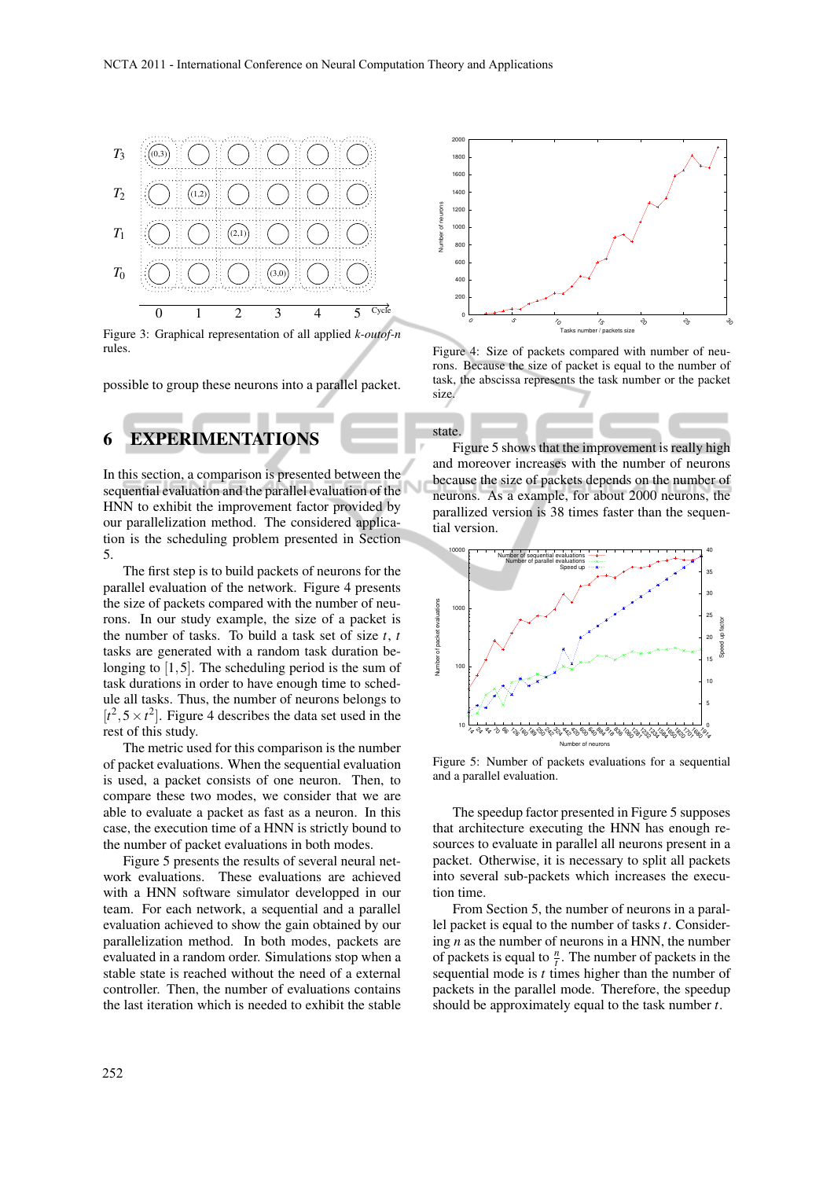Figure 3: Graphical representation of all applied *k-outof-n* rules.

possible to group these neurons into a parallel packet.

## 6 EXPERIMENTATIONS

In this section, a comparison is presented between the sequential evaluation and the parallel evaluation of the HNN to exhibit the improvement factor provided by our parallelization method. The considered application is the scheduling problem presented in Section 5.

The first step is to build packets of neurons for the parallel evaluation of the network. Figure 4 presents the size of packets compared with the number of neurons. In our study example, the size of a packet is the number of tasks. To build a task set of size $t$, $t$ tasks are generated with a random task duration belonging to $[1,5]$. The scheduling period is the sum of task durations in order to have enough time to schedule all tasks. Thus, the number of neurons belongs to $[t^2, 5\times t^2]$. Figure 4 describes the data set used in the rest of this study.

The metric used for this comparison is the number of packet evaluations. When the sequential evaluation is used, a packet consists of one neuron. Then, to compare these two modes, we consider that we are able to evaluate a packet as fast as a neuron. In this case, the execution time of a HNN is strictly bound to the number of packet evaluations in both modes.

Figure 5 presents the results of several neural network evaluations. These evaluations are achieved with a HNN software simulator developped in our team. For each network, a sequential and a parallel evaluation achieved to show the gain obtained by our parallelization method. In both modes, packets are evaluated in a random order. Simulations stop when a stable state is reached without the need of a external controller. Then, the number of evaluations contains the last iteration which is needed to exhibit the stable state.

Figure 4: Size of packets compared with number of neurons. Because the size of packet is equal to the number of task, the abscissa represents the task number or the packet size.

Figure 5 shows that the improvement is really high and moreover increases with the number of neurons because the size of packets depends on the number of neurons. As a example, for about 2000 neurons, the parallized version is 38 times faster than the sequential version.

Figure 5: Number of packets evaluations for a sequential and a parallel evaluation.

The speedup factor presented in Figure 5 supposes that architecture executing the HNN has enough resources to evaluate in parallel all neurons present in a packet. Otherwise, it is necessary to split all packets into several sub-packets which increases the execution time.

From Section 5, the number of neurons in a parallel packet is equal to the number of tasks $t$. Considering $n$ as the number of neurons in a HNN, the number of packets is equal to $\frac{n}{t}$. The number of packets in the sequential mode is $t$ times higher than the number of packets in the parallel mode. Therefore, the speedup should be approximately equal to the task number $t$.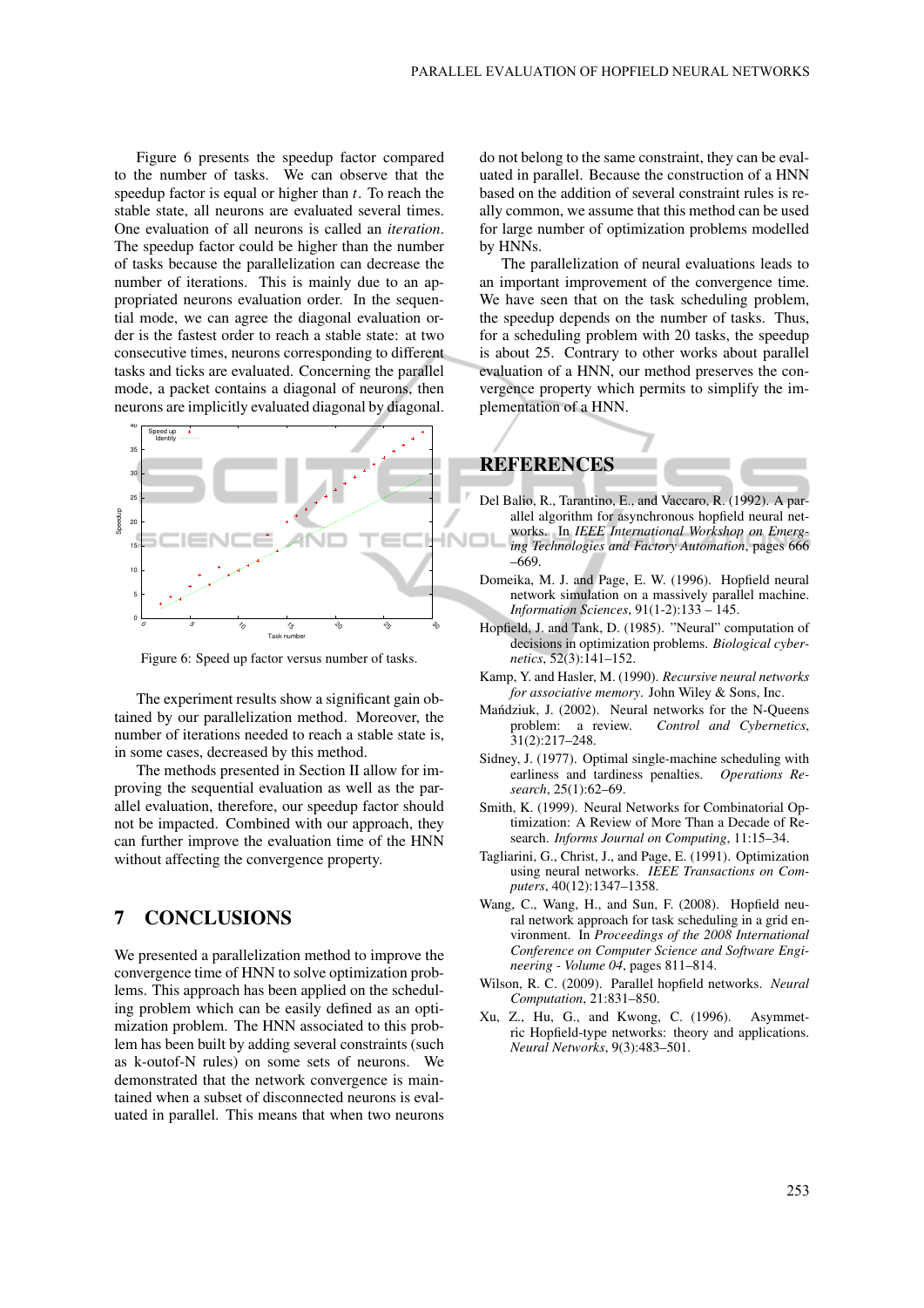Figure 6 presents the speedup factor compared to the number of tasks. We can observe that the speedup factor is equal or higher than $t$. To reach the stable state, all neurons are evaluated several times. One evaluation of all neurons is called an *iteration*. The speedup factor could be higher than the number of tasks because the parallelization can decrease the number of iterations. This is mainly due to an appropriated neurons evaluation order. In the sequential mode, we can agree the diagonal evaluation order is the fastest order to reach a stable state: at two consecutive times, neurons corresponding to different tasks and ticks are evaluated. Concerning the parallel mode, a packet contains a diagonal of neurons, then neurons are implicitly evaluated diagonal by diagonal.

40
35
30
25
20
15
10
5
0
Speedup
0
5
10
15
20
25
30
Task number
Speed up
Identity

Figure 6: Speed up factor versus number of tasks.

The experiment results show a significant gain obtained by our parallelization method. Moreover, the number of iterations needed to reach a stable state is, in some cases, decreased by this method.

The methods presented in Section II allow for improving the sequential evaluation as well as the parallel evaluation, therefore, our speedup factor should not be impacted. Combined with our approach, they can further improve the evaluation time of the HNN without affecting the convergence property.

## 7 CONCLUSIONS

We presented a parallelization method to improve the convergence time of HNN to solve optimization problems. This approach has been applied on the scheduling problem which can be easily defined as an optimization problem. The HNN associated to this problem has been built by adding several constraints (such as k-outof-N rules) on some sets of neurons. We demonstrated that the network convergence is maintained when a subset of disconnected neurons is evaluated in parallel. This means that when two neurons do not belong to the same constraint, they can be evaluated in parallel. Because the construction of a HNN based on the addition of several constraint rules is really common, we assume that this method can be used for large number of optimization problems modelled by HNNs.

The parallelization of neural evaluations leads to an important improvement of the convergence time. We have seen that on the task scheduling problem, the speedup depends on the number of tasks. Thus, for a scheduling problem with 20 tasks, the speedup is about 25. Contrary to other works about parallel evaluation of a HNN, our method preserves the convergence property which permits to simplify the implementation of a HNN.

## REFERENCES

Del Balio, R., Tarantino, E., and Vaccaro, R. (1992). A parallel algorithm for asynchronous hopfield neural networks. In *IEEE International Workshop on Emerging Technologies and Factory Automation*, pages 666 –669.

Domeika, M. J. and Page, E. W. (1996). Hopfield neural network simulation on a massively parallel machine. *Information Sciences*, 91(1-2):133 – 145.

Hopfield, J. and Tank, D. (1985). "Neural" computation of decisions in optimization problems. *Biological cybernetics*, 52(3):141–152.

Kamp, Y. and Hasler, M. (1990). *Recursive neural networks for associative memory*. John Wiley & Sons, Inc.

Mańdziuk, J. (2002). Neural networks for the N-Queens problem: a review. *Control and Cybernetics*, 31(2):217–248.

Sidney, J. (1977). Optimal single-machine scheduling with earliness and tardiness penalties. *Operations Research*, 25(1):62–69.

Smith, K. (1999). Neural Networks for Combinatorial Optimization: A Review of More Than a Decade of Research. *Informs Journal on Computing*, 11:15–34.

Tagliarini, G., Christ, J., and Page, E. (1991). Optimization using neural networks. *IEEE Transactions on Computers*, 40(12):1347–1358.

Wang, C., Wang, H., and Sun, F. (2008). Hopfield neural network approach for task scheduling in a grid environment. In *Proceedings of the 2008 International Conference on Computer Science and Software Engineering - Volume 04*, pages 811–814.

Wilson, R. C. (2009). Parallel hopfield networks. *Neural Computation*, 21:831–850.

Xu, Z., Hu, G., and Kwong, C. (1996). Asymmetric Hopfield-type networks: theory and applications. *Neural Networks*, 9(3):483–501.